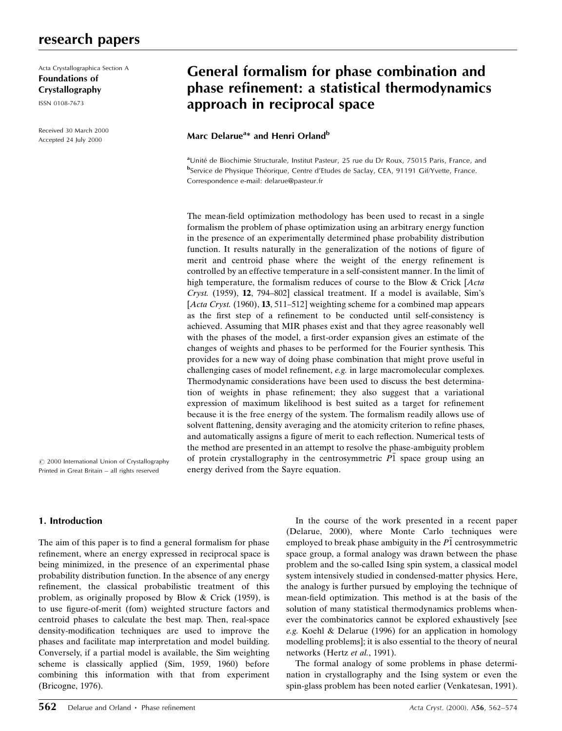Acta Crystallographica Section A
**Foundations of Crystallography**
ISSN 0108-7673

Received 30 March 2000
Accepted 24 July 2000

# General formalism for phase combination and phase refinement: a statistical thermodynamics approach in reciprocal space

**Marc Delarue[a]\* and Henri Orland[b]**

[a]Unité de Biochimie Structurale, Institut Pasteur, 25 rue du Dr Roux, 75015 Paris, France, and [b]Service de Physique Théorique, Centre d'Etudes de Saclay, CEA, 91191 Gif/Yvette, France. Correspondence e-mail: delarue@pasteur.fr

The mean-field optimization methodology has been used to recast in a single formalism the problem of phase optimization using an arbitrary energy function in the presence of an experimentally determined phase probability distribution function. It results naturally in the generalization of the notions of figure of merit and centroid phase where the weight of the energy refinement is controlled by an effective temperature in a self-consistent manner. In the limit of high temperature, the formalism reduces of course to the Blow & Crick [*Acta Cryst.* (1959), **12**, 794–802] classical treatment. If a model is available, Sim's [*Acta Cryst.* (1960), **13**, 511–512] weighting scheme for a combined map appears as the first step of a refinement to be conducted until self-consistency is achieved. Assuming that MIR phases exist and that they agree reasonably well with the phases of the model, a first-order expansion gives an estimate of the changes of weights and phases to be performed for the Fourier synthesis. This provides for a new way of doing phase combination that might prove useful in challenging cases of model refinement, *e.g.* in large macromolecular complexes. Thermodynamic considerations have been used to discuss the best determination of weights in phase refinement; they also suggest that a variational expression of maximum likelihood is best suited as a target for refinement because it is the free energy of the system. The formalism readily allows use of solvent flattening, density averaging and the atomicity criterion to refine phases, and automatically assigns a figure of merit to each reflection. Numerical tests of the method are presented in an attempt to resolve the phase-ambiguity problem of protein crystallography in the centrosymmetric $P\bar{1}$ space group using an energy derived from the Sayre equation.

© 2000 International Union of Crystallography
Printed in Great Britain – all rights reserved

## 1. Introduction

The aim of this paper is to find a general formalism for phase refinement, where an energy expressed in reciprocal space is being minimized, in the presence of an experimental phase probability distribution function. In the absence of any energy refinement, the classical probabilistic treatment of this problem, as originally proposed by Blow & Crick (1959), is to use figure-of-merit (fom) weighted structure factors and centroid phases to calculate the best map. Then, real-space density-modification techniques are used to improve the phases and facilitate map interpretation and model building. Conversely, if a partial model is available, the Sim weighting scheme is classically applied (Sim, 1959, 1960) before combining this information with that from experiment (Bricogne, 1976).

In the course of the work presented in a recent paper (Delarue, 2000), where Monte Carlo techniques were employed to break phase ambiguity in the $P\bar{1}$ centrosymmetric space group, a formal analogy was drawn between the phase problem and the so-called Ising spin system, a classical model system intensively studied in condensed-matter physics. Here, the analogy is further pursued by employing the technique of mean-field optimization. This method is at the basis of the solution of many statistical thermodynamics problems whenever the combinatorics cannot be explored exhaustively [see *e.g.* Koehl & Delarue (1996) for an application in homology modelling problems]; it is also essential to the theory of neural networks (Hertz *et al.*, 1991).

The formal analogy of some problems in phase determination in crystallography and the Ising system or even the spin-glass problem has been noted earlier (Venkatesan, 1991).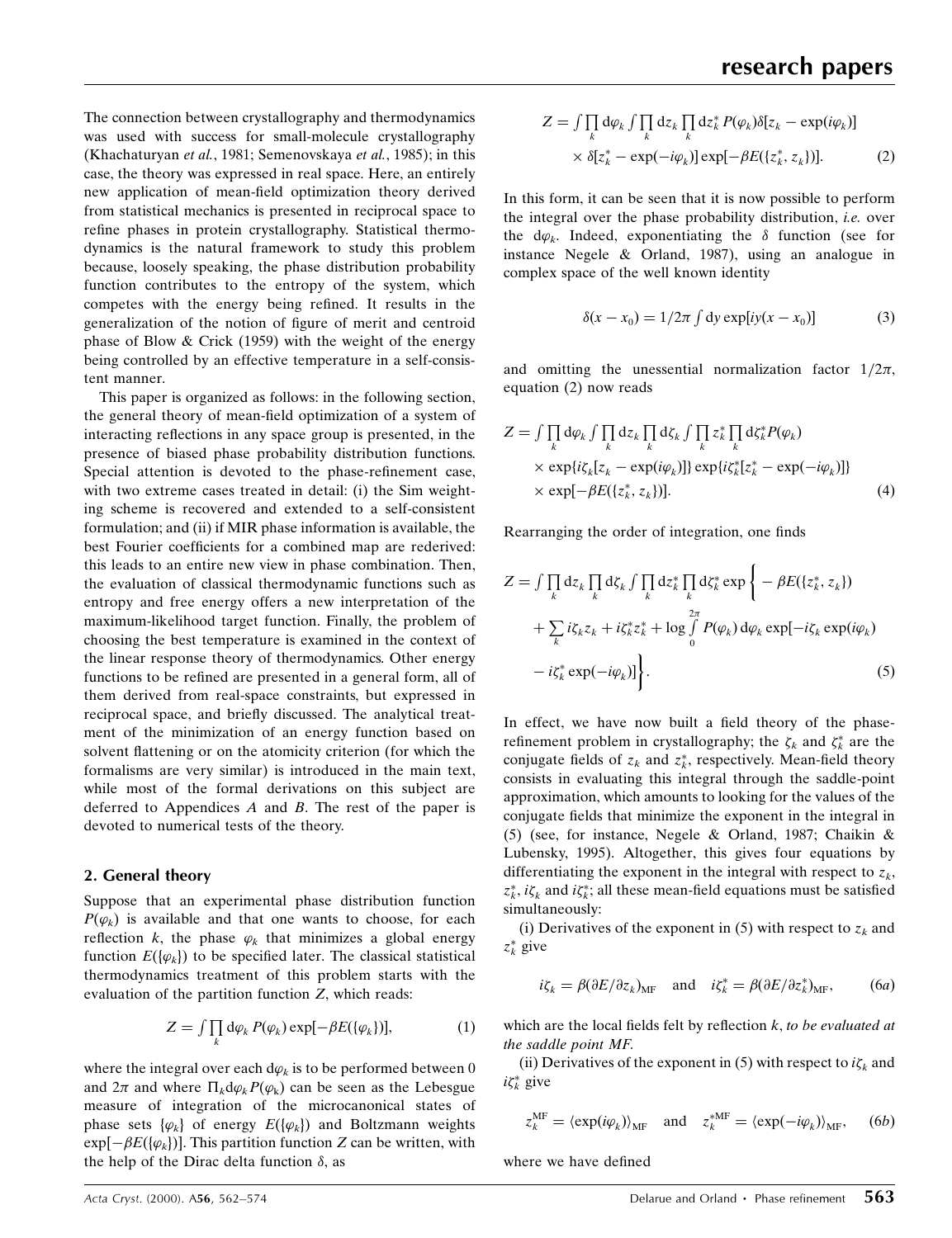The connection between crystallography and thermodynamics was used with success for small-molecule crystallography (Khachaturyan *et al.*, 1981; Semenovskaya *et al.*, 1985); in this case, the theory was expressed in real space. Here, an entirely new application of mean-field optimization theory derived from statistical mechanics is presented in reciprocal space to refine phases in protein crystallography. Statistical thermodynamics is the natural framework to study this problem because, loosely speaking, the phase distribution probability function contributes to the entropy of the system, which competes with the energy being refined. It results in the generalization of the notion of figure of merit and centroid phase of Blow & Crick (1959) with the weight of the energy being controlled by an effective temperature in a self-consistent manner.

This paper is organized as follows: in the following section, the general theory of mean-field optimization of a system of interacting reflections in any space group is presented, in the presence of biased phase probability distribution functions. Special attention is devoted to the phase-refinement case, with two extreme cases treated in detail: (i) the Sim weighting scheme is recovered and extended to a self-consistent formulation; and (ii) if MIR phase information is available, the best Fourier coefficients for a combined map are rederived: this leads to an entire new view in phase combination. Then, the evaluation of classical thermodynamic functions such as entropy and free energy offers a new interpretation of the maximum-likelihood target function. Finally, the problem of choosing the best temperature is examined in the context of the linear response theory of thermodynamics. Other energy functions to be refined are presented in a general form, all of them derived from real-space constraints, but expressed in reciprocal space, and briefly discussed. The analytical treatment of the minimization of an energy function based on solvent flattening or on the atomicity criterion (for which the formalisms are very similar) is introduced in the main text, while most of the formal derivations on this subject are deferred to Appendices *A* and *B*. The rest of the paper is devoted to numerical tests of the theory.

## 2. General theory

Suppose that an experimental phase distribution function $P(\varphi_k)$ is available and that one wants to choose, for each reflection $k$, the phase $\varphi_k$ that minimizes a global energy function $E(\{\varphi_k\})$ to be specified later. The classical statistical thermodynamics treatment of this problem starts with the evaluation of the partition function $Z$, which reads:

$$Z = \int \prod_k \mathrm{d}\varphi_k \, P(\varphi_k) \exp[-\beta E(\{\varphi_k\})], \qquad (1)$$

where the integral over each $\mathrm{d}\varphi_k$ is to be performed between 0 and $2\pi$ and where $\Pi_k \mathrm{d}\varphi_k P(\varphi_k)$ can be seen as the Lebesgue measure of integration of the microcanonical states of phase sets $\{\varphi_k\}$ of energy $E(\{\varphi_k\})$ and Boltzmann weights $\exp[-\beta E(\{\varphi_k\})]$. This partition function $Z$ can be written, with the help of the Dirac delta function $\delta$, as

$$Z = \int \prod_k \mathrm{d}\varphi_k \int \prod_k \mathrm{d}z_k \prod_k \mathrm{d}z_k^* \, P(\varphi_k) \delta[z_k - \exp(i\varphi_k)] \times \delta[z_k^* - \exp(-i\varphi_k)] \exp[-\beta E(\{z_k^*, z_k\})]. \qquad (2)$$

In this form, it can be seen that it is now possible to perform the integral over the phase probability distribution, *i.e.* over the $\mathrm{d}\varphi_k$. Indeed, exponentiating the $\delta$ function (see for instance Negele & Orland, 1987), using an analogue in complex space of the well known identity

$$\delta(x - x_0) = 1/2\pi \int \mathrm{d}y \exp[iy(x - x_0)] \qquad (3)$$

and omitting the unessential normalization factor $1/2\pi$, equation (2) now reads

$$Z = \int \prod_k \mathrm{d}\varphi_k \int \prod_k \mathrm{d}z_k \prod_k \mathrm{d}\zeta_k \int \prod_k z_k^* \prod_k \mathrm{d}\zeta_k^* P(\varphi_k) \times \exp\{i\zeta_k[z_k - \exp(i\varphi_k)]\} \exp\{i\zeta_k^*[z_k^* - \exp(-i\varphi_k)]\} \times \exp[-\beta E(\{z_k^*, z_k\})]. \qquad (4)$$

Rearranging the order of integration, one finds

$$Z = \int \prod_k \mathrm{d}z_k \prod_k \mathrm{d}\zeta_k \int \prod_k \mathrm{d}z_k^* \prod_k \mathrm{d}\zeta_k^* \exp\bigg\{ -\beta E(\{z_k^*, z_k\}) + \sum_k i\zeta_k z_k + i\zeta_k^* z_k^* + \log \int_0^{2\pi} P(\varphi_k) \, \mathrm{d}\varphi_k \exp[-i\zeta_k \exp(i\varphi_k) - i\zeta_k^* \exp(-i\varphi_k)]\bigg\}. \qquad (5)$$

In effect, we have now built a field theory of the phase-refinement problem in crystallography; the $\zeta_k$ and $\zeta_k^*$ are the conjugate fields of $z_k$ and $z_k^*$, respectively. Mean-field theory consists in evaluating this integral through the saddle-point approximation, which amounts to looking for the values of the conjugate fields that minimize the exponent in the integral in (5) (see, for instance, Negele & Orland, 1987; Chaikin & Lubensky, 1995). Altogether, this gives four equations by differentiating the exponent in the integral with respect to $z_k$, $z_k^*$, $i\zeta_k$ and $i\zeta_k^*$; all these mean-field equations must be satisfied simultaneously:

(i) Derivatives of the exponent in (5) with respect to $z_k$ and $z_k^*$ give

$$i\zeta_k = \beta(\partial E/\partial z_k)_{\mathrm{MF}} \quad \text{and} \quad i\zeta_k^* = \beta(\partial E/\partial z_k^*)_{\mathrm{MF}}, \qquad (6a)$$

which are the local fields felt by reflection $k$, *to be evaluated at the saddle point MF.*

(ii) Derivatives of the exponent in (5) with respect to $i\zeta_k$ and $i\zeta_k^*$ give

$$z_k^{\mathrm{MF}} = \langle \exp(i\varphi_k) \rangle_{\mathrm{MF}} \quad \text{and} \quad z_k^{*\mathrm{MF}} = \langle \exp(-i\varphi_k) \rangle_{\mathrm{MF}}, \qquad (6b)$$

where we have defined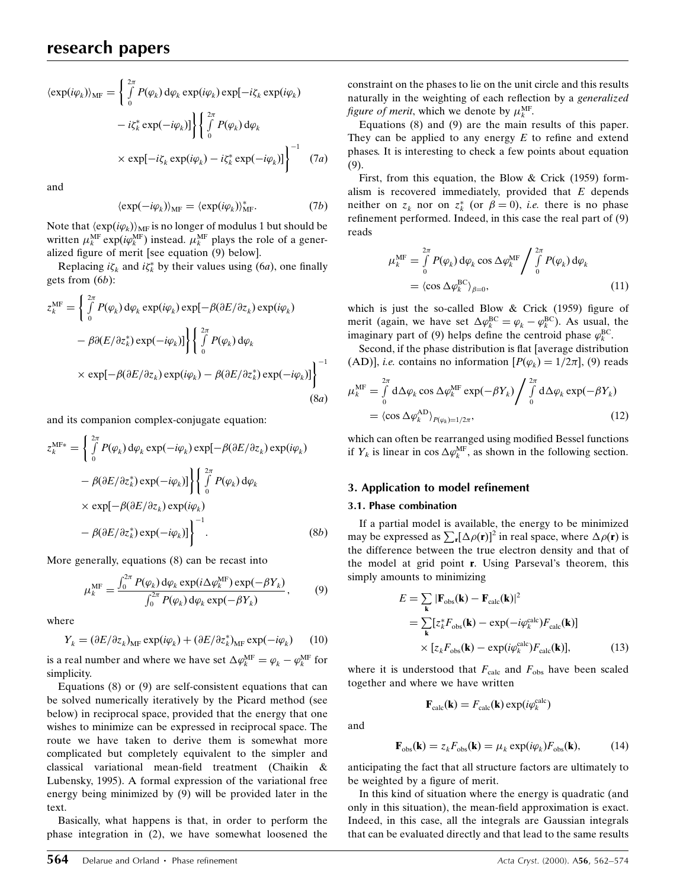$$\langle \exp(i\varphi_k)\rangle_{\rm MF} = \left\{ \int_0^{2\pi} P(\varphi_k)\,{\rm d}\varphi_k \exp(i\varphi_k) \exp[-i\zeta_k \exp(i\varphi_k) - i\zeta_k^* \exp(-i\varphi_k)] \right\} \left\{ \int_0^{2\pi} P(\varphi_k)\,{\rm d}\varphi_k \times \exp[-i\zeta_k \exp(i\varphi_k) - i\zeta_k^* \exp(-i\varphi_k)] \right\}^{-1} \qquad (7a)$$

and

$$\langle \exp(-i\varphi_k)\rangle_{\rm MF} = \langle \exp(i\varphi_k)\rangle_{\rm MF}^*. \qquad (7b)$$

Note that $\langle \exp(i\varphi_k)\rangle_{\rm MF}$ is no longer of modulus 1 but should be written $\mu_k^{\rm MF} \exp(i\varphi_k^{\rm MF})$ instead. $\mu_k^{\rm MF}$ plays the role of a generalized figure of merit [see equation (9) below].

Replacing $i\zeta_k$ and $i\zeta_k^*$ by their values using (6*a*), one finally gets from (6*b*):

$$z_k^{\rm MF} = \left\{ \int_0^{2\pi} P(\varphi_k)\,{\rm d}\varphi_k \exp(i\varphi_k) \exp[-\beta(\partial E/\partial z_k) \exp(i\varphi_k) - \beta\partial(E/\partial z_k^*) \exp(-i\varphi_k)] \right\} \left\{ \int_0^{2\pi} P(\varphi_k)\,{\rm d}\varphi_k \times \exp[-\beta(\partial E/\partial z_k) \exp(i\varphi_k) - \beta(\partial E/\partial z_k^*) \exp(-i\varphi_k)] \right\}^{-1} \qquad (8a)$$

and its companion complex-conjugate equation:

$$z_k^{\rm MF*} = \left\{ \int_0^{2\pi} P(\varphi_k)\,{\rm d}\varphi_k \exp(-i\varphi_k) \exp[-\beta(\partial E/\partial z_k) \exp(i\varphi_k) - \beta(\partial E/\partial z_k^*) \exp(-i\varphi_k)] \right\} \left\{ \int_0^{2\pi} P(\varphi_k)\,{\rm d}\varphi_k \times \exp[-\beta(\partial E/\partial z_k) \exp(i\varphi_k) - \beta(\partial E/\partial z_k^*) \exp(-i\varphi_k)] \right\}^{-1}. \qquad (8b)$$

More generally, equations (8) can be recast into

$$\mu_k^{\rm MF} = \frac{\int_0^{2\pi} P(\varphi_k)\,{\rm d}\varphi_k \exp(i\Delta\varphi_k^{\rm MF}) \exp(-\beta Y_k)}{\int_0^{2\pi} P(\varphi_k)\,{\rm d}\varphi_k \exp(-\beta Y_k)}, \qquad (9)$$

where

$$Y_k = (\partial E/\partial z_k)_{\rm MF} \exp(i\varphi_k) + (\partial E/\partial z_k^*)_{\rm MF} \exp(-i\varphi_k) \qquad (10)$$

is a real number and where we have set $\Delta\varphi_k^{\rm MF} = \varphi_k - \varphi_k^{\rm MF}$ for simplicity.

Equations (8) or (9) are self-consistent equations that can be solved numerically iteratively by the Picard method (see below) in reciprocal space, provided that the energy that one wishes to minimize can be expressed in reciprocal space. The route we have taken to derive them is somewhat more complicated but completely equivalent to the simpler and classical variational mean-field treatment (Chaikin & Lubensky, 1995). A formal expression of the variational free energy being minimized by (9) will be provided later in the text.

Basically, what happens is that, in order to perform the phase integration in (2), we have somewhat loosened the constraint on the phases to lie on the unit circle and this results naturally in the weighting of each reflection by a *generalized figure of merit*, which we denote by $\mu_k^{\rm MF}$.

Equations (8) and (9) are the main results of this paper. They can be applied to any energy $E$ to refine and extend phases. It is interesting to check a few points about equation (9).

First, from this equation, the Blow & Crick (1959) formalism is recovered immediately, provided that $E$ depends neither on $z_k$ nor on $z_k^*$ (or $\beta = 0$), *i.e.* there is no phase refinement performed. Indeed, in this case the real part of (9) reads

$$\mu_k^{\rm MF} = \int_0^{2\pi} P(\varphi_k)\,{\rm d}\varphi_k \cos\Delta\varphi_k^{\rm MF} \bigg/ \int_0^{2\pi} P(\varphi_k)\,{\rm d}\varphi_k = \langle \cos\Delta\varphi_k^{\rm BC}\rangle_{\beta=0}, \qquad (11)$$

which is just the so-called Blow & Crick (1959) figure of merit (again, we have set $\Delta\varphi_k^{\rm BC} = \varphi_k - \varphi_k^{\rm BC}$). As usual, the imaginary part of (9) helps define the centroid phase $\varphi_k^{\rm BC}$.

Second, if the phase distribution is flat [average distribution (AD)], *i.e.* contains no information [$P(\varphi_k) = 1/2\pi$], (9) reads

$$\mu_k^{\rm MF} = \int_0^{2\pi} {\rm d}\Delta\varphi_k \cos\Delta\varphi_k^{\rm MF} \exp(-\beta Y_k) \bigg/ \int_0^{2\pi} {\rm d}\Delta\varphi_k \exp(-\beta Y_k) = \langle \cos\Delta\varphi_k^{\rm AD}\rangle_{P(\varphi_k)=1/2\pi}, \qquad (12)$$

which can often be rearranged using modified Bessel functions if $Y_k$ is linear in $\cos\Delta\varphi_k^{\rm MF}$, as shown in the following section.

## 3. Application to model refinement

### 3.1. Phase combination

If a partial model is available, the energy to be minimized may be expressed as $\sum_{\bf r}[\Delta\rho({\bf r})]^2$ in real space, where $\Delta\rho({\bf r})$ is the difference between the true electron density and that of the model at grid point **r**. Using Parseval's theorem, this simply amounts to minimizing

$$E = \sum_{\bf k} |{\bf F}_{\rm obs}({\bf k}) - {\bf F}_{\rm calc}({\bf k})|^2 = \sum_{\bf k} [z_k^* F_{\rm obs}({\bf k}) - \exp(-i\varphi_k^{\rm calc}) F_{\rm calc}({\bf k})] \times [z_k F_{\rm obs}({\bf k}) - \exp(i\varphi_k^{\rm calc}) F_{\rm calc}({\bf k})], \qquad (13)$$

where it is understood that $F_{\rm calc}$ and $F_{\rm obs}$ have been scaled together and where we have written

$${\bf F}_{\rm calc}({\bf k}) = F_{\rm calc}({\bf k}) \exp(i\varphi_k^{\rm calc})$$

and

$${\bf F}_{\rm obs}({\bf k}) = z_k F_{\rm obs}({\bf k}) = \mu_k \exp(i\varphi_k) F_{\rm obs}({\bf k}), \qquad (14)$$

anticipating the fact that all structure factors are ultimately to be weighted by a figure of merit.

In this kind of situation where the energy is quadratic (and only in this situation), the mean-field approximation is exact. Indeed, in this case, all the integrals are Gaussian integrals that can be evaluated directly and that lead to the same results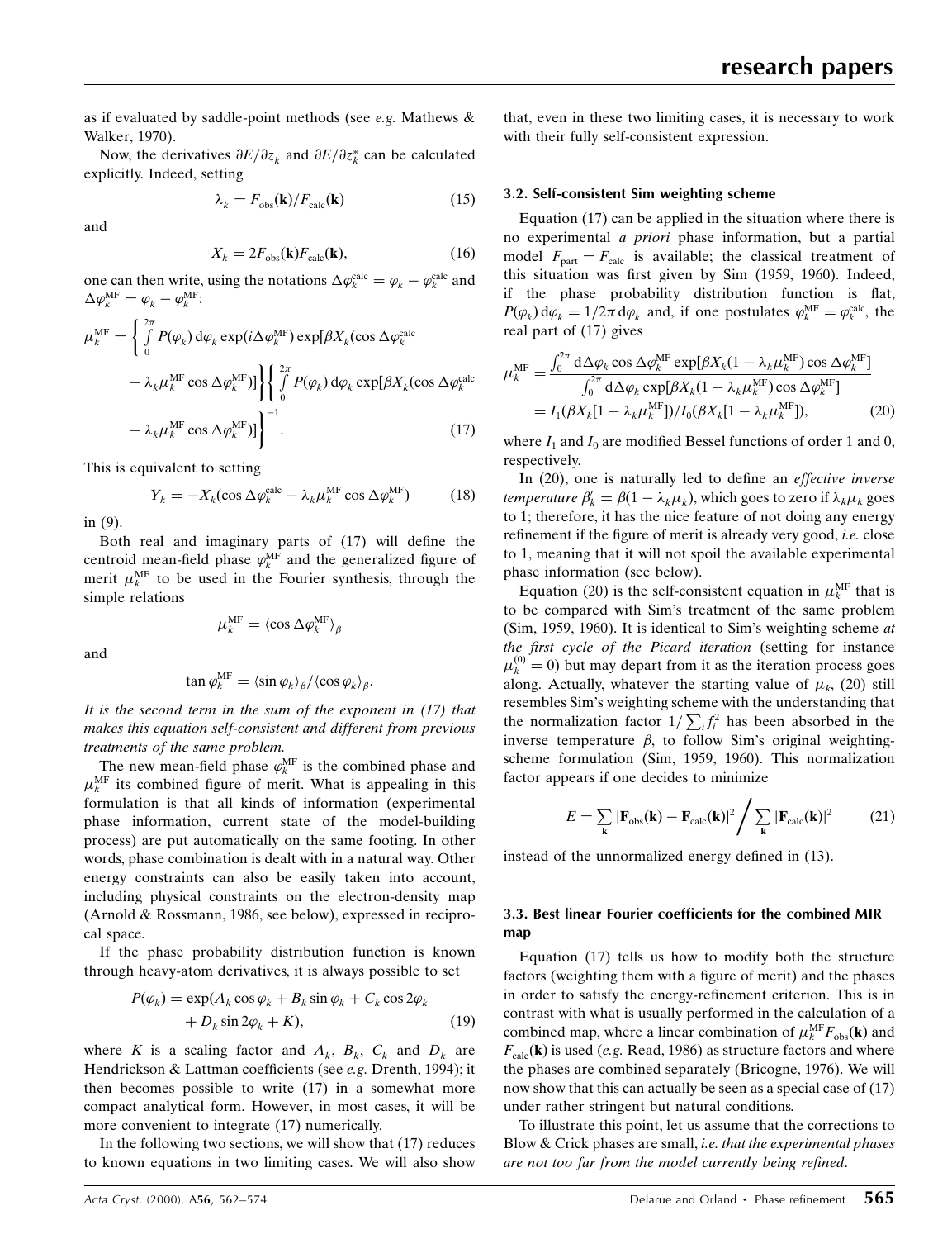as if evaluated by saddle-point methods (see *e.g.* Mathews & Walker, 1970).

Now, the derivatives $\partial E/\partial z_k$ and $\partial E/\partial z_k^*$ can be calculated explicitly. Indeed, setting

$$\lambda_k = F_{\rm obs}(\mathbf{k})/F_{\rm calc}(\mathbf{k}) \tag{15}$$

and

$$X_k = 2F_{\rm obs}(\mathbf{k})F_{\rm calc}(\mathbf{k}), \tag{16}$$

one can then write, using the notations $\Delta\varphi_k^{\rm calc} = \varphi_k - \varphi_k^{\rm calc}$ and $\Delta\varphi_k^{\rm MF} = \varphi_k - \varphi_k^{\rm MF}$:

$$\mu_k^{\rm MF} = \left\{ \int\limits_0^{2\pi} P(\varphi_k)\,{\rm d}\varphi_k \exp(i\Delta\varphi_k^{\rm MF}) \exp[\beta X_k(\cos\Delta\varphi_k^{\rm calc} - \lambda_k\mu_k^{\rm MF}\cos\Delta\varphi_k^{\rm MF})]\right\} \left\{ \int\limits_0^{2\pi} P(\varphi_k)\,{\rm d}\varphi_k \exp[\beta X_k(\cos\Delta\varphi_k^{\rm calc} - \lambda_k\mu_k^{\rm MF}\cos\Delta\varphi_k^{\rm MF})]\right\}^{-1}. \tag{17}$$

This is equivalent to setting

$$Y_k = -X_k(\cos\Delta\varphi_k^{\rm calc} - \lambda_k\mu_k^{\rm MF}\cos\Delta\varphi_k^{\rm MF}) \tag{18}$$

in (9).

Both real and imaginary parts of (17) will define the centroid mean-field phase $\varphi_k^{\rm MF}$ and the generalized figure of merit $\mu_k^{\rm MF}$ to be used in the Fourier synthesis, through the simple relations

$$\mu_k^{\rm MF} = \langle \cos\Delta\varphi_k^{\rm MF}\rangle_\beta$$

and

$$\tan\varphi_k^{\rm MF} = \langle \sin\varphi_k\rangle_\beta / \langle\cos\varphi_k\rangle_\beta.$$

*It is the second term in the sum of the exponent in (17) that makes this equation self-consistent and different from previous treatments of the same problem.*

The new mean-field phase $\varphi_k^{\rm MF}$ is the combined phase and $\mu_k^{\rm MF}$ its combined figure of merit. What is appealing in this formulation is that all kinds of information (experimental phase information, current state of the model-building process) are put automatically on the same footing. In other words, phase combination is dealt with in a natural way. Other energy constraints can also be easily taken into account, including physical constraints on the electron-density map (Arnold & Rossmann, 1986, see below), expressed in reciprocal space.

If the phase probability distribution function is known through heavy-atom derivatives, it is always possible to set

$$P(\varphi_k) = \exp(A_k\cos\varphi_k + B_k\sin\varphi_k + C_k\cos 2\varphi_k + D_k\sin 2\varphi_k + K), \tag{19}$$

where $K$ is a scaling factor and $A_k$, $B_k$, $C_k$ and $D_k$ are Hendrickson & Lattman coefficients (see *e.g.* Drenth, 1994); it then becomes possible to write (17) in a somewhat more compact analytical form. However, in most cases, it will be more convenient to integrate (17) numerically.

In the following two sections, we will show that (17) reduces to known equations in two limiting cases. We will also show that, even in these two limiting cases, it is necessary to work with their fully self-consistent expression.

### 3.2. Self-consistent Sim weighting scheme

Equation (17) can be applied in the situation where there is no experimental *a priori* phase information, but a partial model $F_{\rm part} = F_{\rm calc}$ is available; the classical treatment of this situation was first given by Sim (1959, 1960). Indeed, if the phase probability distribution function is flat, $P(\varphi_k)\,{\rm d}\varphi_k = 1/2\pi\,{\rm d}\varphi_k$ and, if one postulates $\varphi_k^{\rm MF} = \varphi_k^{\rm calc}$, the real part of (17) gives

$$\mu_k^{\rm MF} = \frac{\int_0^{2\pi}{\rm d}\Delta\varphi_k\cos\Delta\varphi_k^{\rm MF}\exp[\beta X_k(1-\lambda_k\mu_k^{\rm MF})\cos\Delta\varphi_k^{\rm MF}]}{\int_0^{2\pi}{\rm d}\Delta\varphi_k\exp[\beta X_k(1-\lambda_k\mu_k^{\rm MF})\cos\Delta\varphi_k^{\rm MF}]} = I_1(\beta X_k[1-\lambda_k\mu_k^{\rm MF}])/I_0(\beta X_k[1-\lambda_k\mu_k^{\rm MF}]), \tag{20}$$

where $I_1$ and $I_0$ are modified Bessel functions of order 1 and 0, respectively.

In (20), one is naturally led to define an *effective inverse temperature* $\beta_k' = \beta(1-\lambda_k\mu_k)$, which goes to zero if $\lambda_k\mu_k$ goes to 1; therefore, it has the nice feature of not doing any energy refinement if the figure of merit is already very good, *i.e.* close to 1, meaning that it will not spoil the available experimental phase information (see below).

Equation (20) is the self-consistent equation in $\mu_k^{\rm MF}$ that is to be compared with Sim's treatment of the same problem (Sim, 1959, 1960). It is identical to Sim's weighting scheme *at the first cycle of the Picard iteration* (setting for instance $\mu_k^{(0)} = 0$) but may depart from it as the iteration process goes along. Actually, whatever the starting value of $\mu_k$, (20) still resembles Sim's weighting scheme with the understanding that the normalization factor $1/\sum_i f_i^2$ has been absorbed in the inverse temperature $\beta$, to follow Sim's original weighting-scheme formulation (Sim, 1959, 1960). This normalization factor appears if one decides to minimize

$$E = \sum_{\mathbf{k}} |\mathbf{F}_{\rm obs}(\mathbf{k}) - \mathbf{F}_{\rm calc}(\mathbf{k})|^2 \bigg/ \sum_{\mathbf{k}} |\mathbf{F}_{\rm calc}(\mathbf{k})|^2 \tag{21}$$

instead of the unnormalized energy defined in (13).

### 3.3. Best linear Fourier coefficients for the combined MIR map

Equation (17) tells us how to modify both the structure factors (weighting them with a figure of merit) and the phases in order to satisfy the energy-refinement criterion. This is in contrast with what is usually performed in the calculation of a combined map, where a linear combination of $\mu_k^{\rm MF}F_{\rm obs}(\mathbf{k})$ and $F_{\rm calc}(\mathbf{k})$ is used (*e.g.* Read, 1986) as structure factors and where the phases are combined separately (Bricogne, 1976). We will now show that this can actually be seen as a special case of (17) under rather stringent but natural conditions.

To illustrate this point, let us assume that the corrections to Blow & Crick phases are small, *i.e. that the experimental phases are not too far from the model currently being refined*.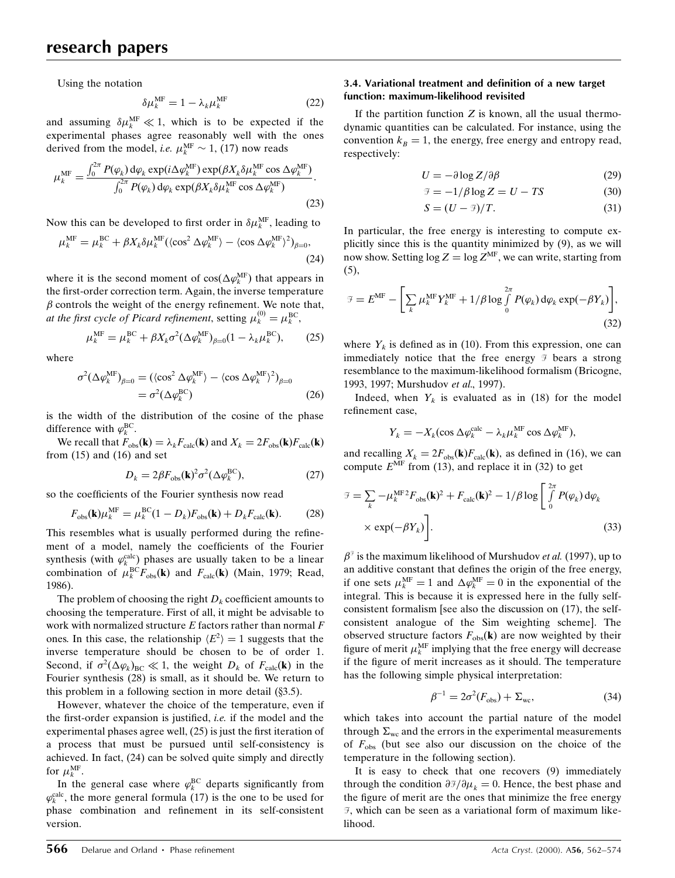Using the notation

$$\delta\mu_k^{\rm MF} = 1 - \lambda_k \mu_k^{\rm MF} \tag{22}$$

and assuming $\delta\mu_k^{\rm MF} \ll 1$, which is to be expected if the experimental phases agree reasonably well with the ones derived from the model, *i.e.* $\mu_k^{\rm MF} \sim 1$, (17) now reads

$$\mu_k^{\rm MF} = \frac{\int_0^{2\pi} P(\varphi_k)\,{\rm d}\varphi_k \exp(i\Delta\varphi_k^{\rm MF}) \exp(\beta X_k \delta\mu_k^{\rm MF} \cos\Delta\varphi_k^{\rm MF})}{\int_0^{2\pi} P(\varphi_k)\,{\rm d}\varphi_k \exp(\beta X_k \delta\mu_k^{\rm MF} \cos\Delta\varphi_k^{\rm MF})}. \tag{23}$$

Now this can be developed to first order in $\delta\mu_k^{\rm MF}$, leading to

$$\mu_k^{\rm MF} = \mu_k^{\rm BC} + \beta X_k \delta\mu_k^{\rm MF} (\langle \cos^2 \Delta\varphi_k^{\rm MF} \rangle - \langle \cos\Delta\varphi_k^{\rm MF} \rangle^2)_{\beta=0}, \tag{24}$$

where it is the second moment of $\cos(\Delta\varphi_k^{\rm MF})$ that appears in the first-order correction term. Again, the inverse temperature $\beta$ controls the weight of the energy refinement. We note that, *at the first cycle of Picard refinement*, setting $\mu_k^{(0)} = \mu_k^{\rm BC}$,

$$\mu_k^{\rm MF} = \mu_k^{\rm BC} + \beta X_k \sigma^2(\Delta\varphi_k^{\rm MF})_{\beta=0}(1 - \lambda_k \mu_k^{\rm BC}), \tag{25}$$

where

$$\begin{aligned}\sigma^2(\Delta\varphi_k^{\rm MF})_{\beta=0} &= (\langle \cos^2 \Delta\varphi_k^{\rm MF} \rangle - \langle \cos\Delta\varphi_k^{\rm MF} \rangle^2)_{\beta=0} \\ &= \sigma^2(\Delta\varphi_k^{\rm BC})\end{aligned} \tag{26}$$

is the width of the distribution of the cosine of the phase difference with $\varphi_k^{\rm BC}$.

We recall that $F_{\rm obs}({\bf k}) = \lambda_k F_{\rm calc}({\bf k})$ and $X_k = 2F_{\rm obs}({\bf k})F_{\rm calc}({\bf k})$ from (15) and (16) and set

$$D_k = 2\beta F_{\rm obs}({\bf k})^2 \sigma^2(\Delta\varphi_k^{\rm BC}), \tag{27}$$

so the coefficients of the Fourier synthesis now read

$$F_{\rm obs}({\bf k})\mu_k^{\rm MF} = \mu_k^{\rm BC}(1 - D_k)F_{\rm obs}({\bf k}) + D_k F_{\rm calc}({\bf k}). \tag{28}$$

This resembles what is usually performed during the refinement of a model, namely the coefficients of the Fourier synthesis (with $\varphi_k^{\rm calc}$) phases are usually taken to be a linear combination of $\mu_k^{\rm BC} F_{\rm obs}({\bf k})$ and $F_{\rm calc}({\bf k})$ (Main, 1979; Read, 1986).

The problem of choosing the right $D_k$ coefficient amounts to choosing the temperature. First of all, it might be advisable to work with normalized structure $E$ factors rather than normal $F$ ones. In this case, the relationship $\langle E^2 \rangle = 1$ suggests that the inverse temperature should be chosen to be of order 1. Second, if $\sigma^2(\Delta\varphi_k)_{\rm BC} \ll 1$, the weight $D_k$ of $F_{\rm calc}({\bf k})$ in the Fourier synthesis (28) is small, as it should be. We return to this problem in a following section in more detail (§3.5).

However, whatever the choice of the temperature, even if the first-order expansion is justified, *i.e.* if the model and the experimental phases agree well, (25) is just the first iteration of a process that must be pursued until self-consistency is achieved. In fact, (24) can be solved quite simply and directly for $\mu_k^{\rm MF}$.

In the general case where $\varphi_k^{\rm BC}$ departs significantly from $\varphi_k^{\rm calc}$, the more general formula (17) is the one to be used for phase combination and refinement in its self-consistent version.

### 3.4. Variational treatment and definition of a new target function: maximum-likelihood revisited

If the partition function $Z$ is known, all the usual thermodynamic quantities can be calculated. For instance, using the convention $k_B = 1$, the energy, free energy and entropy read, respectively:

$$U = -\partial \log Z / \partial\beta \tag{29}$$

$$\mathcal{F} = -1/\beta \log Z = U - TS \tag{30}$$

$$S = (U - \mathcal{F})/T. \tag{31}$$

In particular, the free energy is interesting to compute explicitly since this is the quantity minimized by (9), as we will now show. Setting $\log Z = \log Z^{\rm MF}$, we can write, starting from (5),

$$\mathcal{F} = E^{\rm MF} - \left[\sum_k \mu_k^{\rm MF} Y_k^{\rm MF} + 1/\beta \log \int_0^{2\pi} P(\varphi_k)\,{\rm d}\varphi_k \exp(-\beta Y_k)\right], \tag{32}$$

where $Y_k$ is defined as in (10). From this expression, one can immediately notice that the free energy $\mathcal{F}$ bears a strong resemblance to the maximum-likelihood formalism (Bricogne, 1993, 1997; Murshudov *et al.*, 1997).

Indeed, when $Y_k$ is evaluated as in (18) for the model refinement case,

$$Y_k = -X_k(\cos\Delta\varphi_k^{\rm calc} - \lambda_k \mu_k^{\rm MF} \cos\Delta\varphi_k^{\rm MF}),$$

and recalling $X_k = 2F_{\rm obs}({\bf k})F_{\rm calc}({\bf k})$, as defined in (16), we can compute $E^{\rm MF}$ from (13), and replace it in (32) to get

$$\begin{aligned}\mathcal{F} = \sum_k -\mu_k^{\rm MF\,2} F_{\rm obs}({\bf k})^2 + F_{\rm calc}({\bf k})^2 - 1/\beta \log \Bigg[ \int_0^{2\pi} P(\varphi_k)\,{\rm d}\varphi_k \\ \times \exp(-\beta Y_k)\Bigg].\end{aligned} \tag{33}$$

$\beta\mathcal{F}$ is the maximum likelihood of Murshudov *et al.* (1997), up to an additive constant that defines the origin of the free energy, if one sets $\mu_k^{\rm MF} = 1$ and $\Delta\varphi_k^{\rm MF} = 0$ in the exponential of the integral. This is because it is expressed here in the fully self-consistent formalism [see also the discussion on (17), the self-consistent analogue of the Sim weighting scheme]. The observed structure factors $F_{\rm obs}({\bf k})$ are now weighted by their figure of merit $\mu_k^{\rm MF}$ implying that the free energy will decrease if the figure of merit increases as it should. The temperature has the following simple physical interpretation:

$$\beta^{-1} = 2\sigma^2(F_{\rm obs}) + \Sigma_{\rm wc}, \tag{34}$$

which takes into account the partial nature of the model through $\Sigma_{\rm wc}$ and the errors in the experimental measurements of $F_{\rm obs}$ (but see also our discussion on the choice of the temperature in the following section).

It is easy to check that one recovers (9) immediately through the condition $\partial\mathcal{F}/\partial\mu_k = 0$. Hence, the best phase and the figure of merit are the ones that minimize the free energy $\mathcal{F}$, which can be seen as a variational form of maximum likelihood.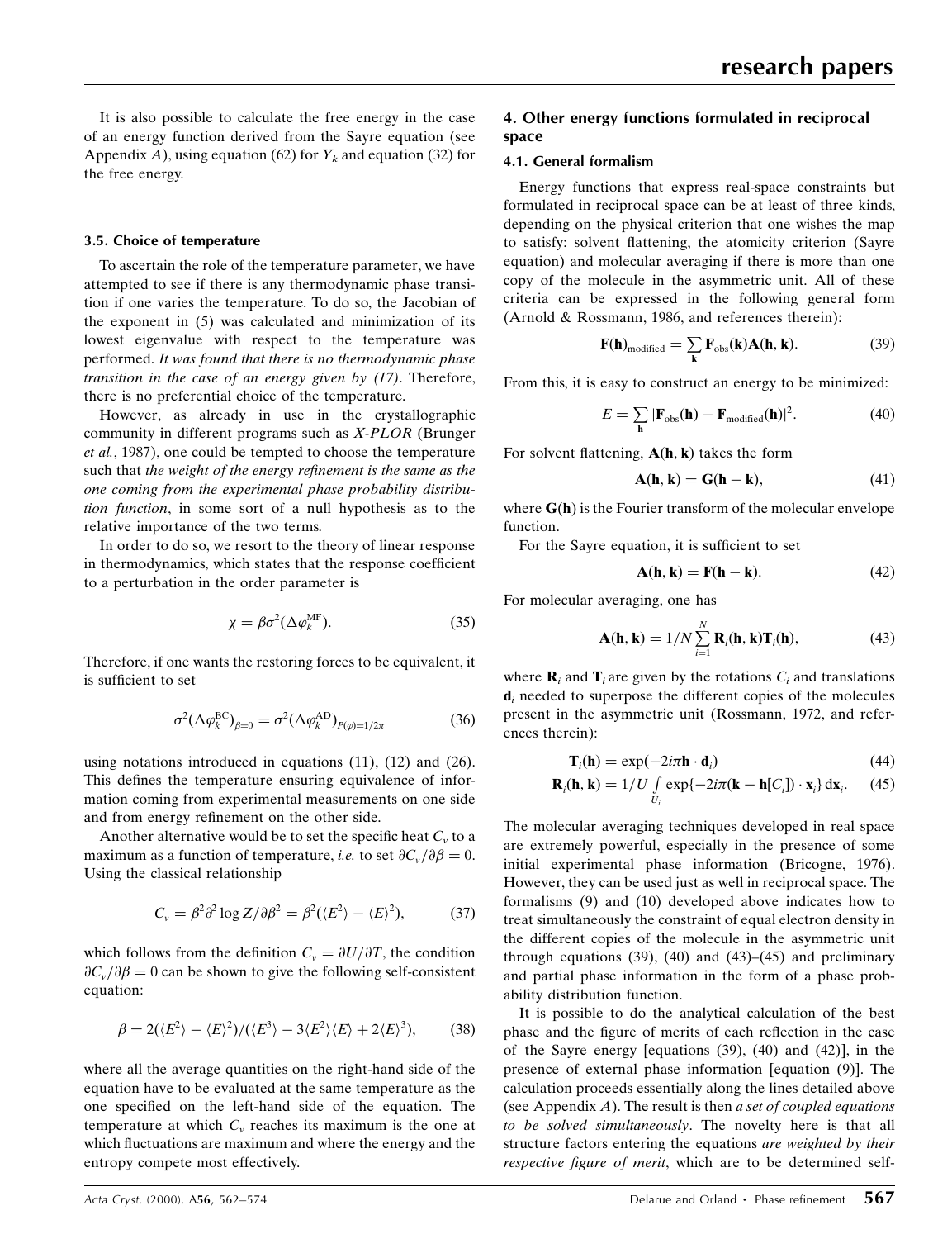It is also possible to calculate the free energy in the case of an energy function derived from the Sayre equation (see Appendix *A*), using equation (62) for $Y_k$ and equation (32) for the free energy.

### 3.5. Choice of temperature

To ascertain the role of the temperature parameter, we have attempted to see if there is any thermodynamic phase transition if one varies the temperature. To do so, the Jacobian of the exponent in (5) was calculated and minimization of its lowest eigenvalue with respect to the temperature was performed. *It was found that there is no thermodynamic phase transition in the case of an energy given by (17)*. Therefore, there is no preferential choice of the temperature.

However, as already in use in the crystallographic community in different programs such as *X-PLOR* (Brunger *et al.*, 1987), one could be tempted to choose the temperature such that *the weight of the energy refinement is the same as the one coming from the experimental phase probability distribution function*, in some sort of a null hypothesis as to the relative importance of the two terms.

In order to do so, we resort to the theory of linear response in thermodynamics, which states that the response coefficient to a perturbation in the order parameter is

$$\chi = \beta\sigma^2(\Delta\varphi_k^{\rm MF}). \tag{35}$$

Therefore, if one wants the restoring forces to be equivalent, it is sufficient to set

$$\sigma^2(\Delta\varphi_k^{\rm BC})_{\beta=0} = \sigma^2(\Delta\varphi_k^{\rm AD})_{P(\varphi)=1/2\pi} \tag{36}$$

using notations introduced in equations (11), (12) and (26). This defines the temperature ensuring equivalence of information coming from experimental measurements on one side and from energy refinement on the other side.

Another alternative would be to set the specific heat $C_v$ to a maximum as a function of temperature, *i.e.* to set $\partial C_v/\partial\beta = 0$. Using the classical relationship

$$C_v = \beta^2\partial^2 \log Z/\partial\beta^2 = \beta^2(\langle E^2\rangle - \langle E\rangle^2), \tag{37}$$

which follows from the definition $C_v = \partial U/\partial T$, the condition $\partial C_v/\partial\beta = 0$ can be shown to give the following self-consistent equation:

$$\beta = 2(\langle E^2\rangle - \langle E\rangle^2)/(\langle E^3\rangle - 3\langle E^2\rangle\langle E\rangle + 2\langle E\rangle^3), \tag{38}$$

where all the average quantities on the right-hand side of the equation have to be evaluated at the same temperature as the one specified on the left-hand side of the equation. The temperature at which $C_v$ reaches its maximum is the one at which fluctuations are maximum and where the energy and the entropy compete most effectively.

## 4. Other energy functions formulated in reciprocal space

### 4.1. General formalism

Energy functions that express real-space constraints but formulated in reciprocal space can be at least of three kinds, depending on the physical criterion that one wishes the map to satisfy: solvent flattening, the atomicity criterion (Sayre equation) and molecular averaging if there is more than one copy of the molecule in the asymmetric unit. All of these criteria can be expressed in the following general form (Arnold & Rossmann, 1986, and references therein):

$$\mathbf{F}(\mathbf{h})_{\rm modified} = \sum_{\mathbf{k}} \mathbf{F}_{\rm obs}(\mathbf{k})\mathbf{A}(\mathbf{h},\mathbf{k}). \tag{39}$$

From this, it is easy to construct an energy to be minimized:

$$E = \sum_{\mathbf{h}} |\mathbf{F}_{\rm obs}(\mathbf{h}) - \mathbf{F}_{\rm modified}(\mathbf{h})|^2. \tag{40}$$

For solvent flattening, $\mathbf{A}(\mathbf{h},\mathbf{k})$ takes the form

$$\mathbf{A}(\mathbf{h},\mathbf{k}) = \mathbf{G}(\mathbf{h}-\mathbf{k}), \tag{41}$$

where $\mathbf{G}(\mathbf{h})$ is the Fourier transform of the molecular envelope function.

For the Sayre equation, it is sufficient to set

$$\mathbf{A}(\mathbf{h},\mathbf{k}) = \mathbf{F}(\mathbf{h}-\mathbf{k}). \tag{42}$$

For molecular averaging, one has

$$\mathbf{A}(\mathbf{h},\mathbf{k}) = 1/N\sum_{i=1}^{N} \mathbf{R}_i(\mathbf{h},\mathbf{k})\mathbf{T}_i(\mathbf{h}), \tag{43}$$

where $\mathbf{R}_i$ and $\mathbf{T}_i$ are given by the rotations $C_i$ and translations $\mathbf{d}_i$ needed to superpose the different copies of the molecules present in the asymmetric unit (Rossmann, 1972, and references therein):

$$\mathbf{T}_i(\mathbf{h}) = \exp(-2i\pi\mathbf{h}\cdot\mathbf{d}_i) \tag{44}$$

$$\mathbf{R}_i(\mathbf{h},\mathbf{k}) = 1/U\int_{U_i} \exp\{-2i\pi(\mathbf{k}-\mathbf{h}[C_i])\cdot\mathbf{x}_i\}\,{\rm d}\mathbf{x}_i. \tag{45}$$

The molecular averaging techniques developed in real space are extremely powerful, especially in the presence of some initial experimental phase information (Bricogne, 1976). However, they can be used just as well in reciprocal space. The formalisms (9) and (10) developed above indicates how to treat simultaneously the constraint of equal electron density in the different copies of the molecule in the asymmetric unit through equations (39), (40) and (43)–(45) and preliminary and partial phase information in the form of a phase probability distribution function.

It is possible to do the analytical calculation of the best phase and the figure of merits of each reflection in the case of the Sayre energy [equations (39), (40) and (42)], in the presence of external phase information [equation (9)]. The calculation proceeds essentially along the lines detailed above (see Appendix *A*). The result is then *a set of coupled equations to be solved simultaneously*. The novelty here is that all structure factors entering the equations *are weighted by their respective figure of merit*, which are to be determined self-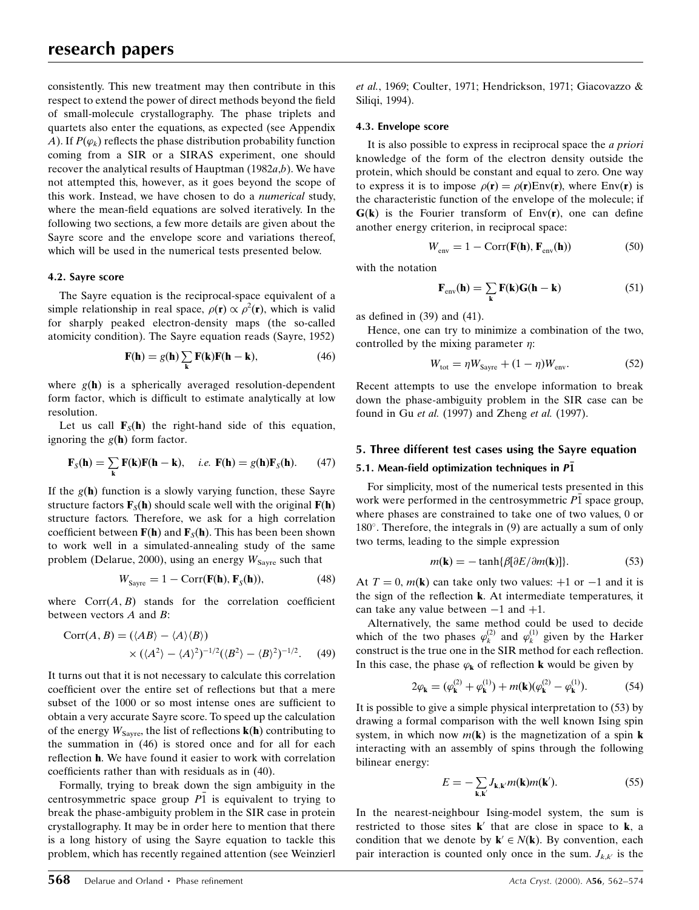consistently. This new treatment may then contribute in this respect to extend the power of direct methods beyond the field of small-molecule crystallography. The phase triplets and quartets also enter the equations, as expected (see Appendix *A*). If $P(\varphi_k)$ reflects the phase distribution probability function coming from a SIR or a SIRAS experiment, one should recover the analytical results of Hauptman (1982*a*,*b*). We have not attempted this, however, as it goes beyond the scope of this work. Instead, we have chosen to do a *numerical* study, where the mean-field equations are solved iteratively. In the following two sections, a few more details are given about the Sayre score and the envelope score and variations thereof, which will be used in the numerical tests presented below.

### 4.2. Sayre score

The Sayre equation is the reciprocal-space equivalent of a simple relationship in real space, $\rho(\mathbf{r}) \propto \rho^2(\mathbf{r})$, which is valid for sharply peaked electron-density maps (the so-called atomicity condition). The Sayre equation reads (Sayre, 1952)

$$\mathbf{F}(\mathbf{h}) = g(\mathbf{h}) \sum_{\mathbf{k}} \mathbf{F}(\mathbf{k})\mathbf{F}(\mathbf{h} - \mathbf{k}), \tag{46}$$

where $g(\mathbf{h})$ is a spherically averaged resolution-dependent form factor, which is difficult to estimate analytically at low resolution.

Let us call $\mathbf{F}_S(\mathbf{h})$ the right-hand side of this equation, ignoring the $g(\mathbf{h})$ form factor.

$$\mathbf{F}_S(\mathbf{h}) = \sum_{\mathbf{k}} \mathbf{F}(\mathbf{k})\mathbf{F}(\mathbf{h} - \mathbf{k}), \quad \textit{i.e. } \mathbf{F}(\mathbf{h}) = g(\mathbf{h})\mathbf{F}_S(\mathbf{h}). \tag{47}$$

If the $g(\mathbf{h})$ function is a slowly varying function, these Sayre structure factors $\mathbf{F}_S(\mathbf{h})$ should scale well with the original $\mathbf{F}(\mathbf{h})$ structure factors. Therefore, we ask for a high correlation coefficient between $\mathbf{F}(\mathbf{h})$ and $\mathbf{F}_S(\mathbf{h})$. This has been been shown to work well in a simulated-annealing study of the same problem (Delarue, 2000), using an energy $W_{\rm Sayre}$ such that

$$W_{\rm Sayre} = 1 - \mathrm{Corr}(\mathbf{F}(\mathbf{h}), \mathbf{F}_S(\mathbf{h})), \tag{48}$$

where $\mathrm{Corr}(A, B)$ stands for the correlation coefficient between vectors $A$ and $B$:

$$\mathrm{Corr}(A, B) = (\langle AB\rangle - \langle A\rangle\langle B\rangle) \times (\langle A^2\rangle - \langle A\rangle^2)^{-1/2}(\langle B^2\rangle - \langle B\rangle^2)^{-1/2}. \tag{49}$$

It turns out that it is not necessary to calculate this correlation coefficient over the entire set of reflections but that a mere subset of the 1000 or so most intense ones are sufficient to obtain a very accurate Sayre score. To speed up the calculation of the energy $W_{\rm Sayre}$, the list of reflections $\mathbf{k}(\mathbf{h})$ contributing to the summation in (46) is stored once and for all for each reflection $\mathbf{h}$. We have found it easier to work with correlation coefficients rather than with residuals as in (40).

Formally, trying to break down the sign ambiguity in the centrosymmetric space group $P\bar{1}$ is equivalent to trying to break the phase-ambiguity problem in the SIR case in protein crystallography. It may be in order here to mention that there is a long history of using the Sayre equation to tackle this problem, which has recently regained attention (see Weinzierl *et al.*, 1969; Coulter, 1971; Hendrickson, 1971; Giacovazzo & Siliqi, 1994).

### 4.3. Envelope score

It is also possible to express in reciprocal space the *a priori* knowledge of the form of the electron density outside the protein, which should be constant and equal to zero. One way to express it is to impose $\rho(\mathbf{r}) = \rho(\mathbf{r})\mathrm{Env}(\mathbf{r})$, where $\mathrm{Env}(\mathbf{r})$ is the characteristic function of the envelope of the molecule; if $\mathbf{G}(\mathbf{k})$ is the Fourier transform of $\mathrm{Env}(\mathbf{r})$, one can define another energy criterion, in reciprocal space:

$$W_{\rm env} = 1 - \mathrm{Corr}(\mathbf{F}(\mathbf{h}), \mathbf{F}_{\rm env}(\mathbf{h})) \tag{50}$$

with the notation

$$\mathbf{F}_{\rm env}(\mathbf{h}) = \sum_{\mathbf{k}} \mathbf{F}(\mathbf{k})\mathbf{G}(\mathbf{h} - \mathbf{k}) \tag{51}$$

as defined in (39) and (41).

Hence, one can try to minimize a combination of the two, controlled by the mixing parameter $\eta$:

$$W_{\rm tot} = \eta W_{\rm Sayre} + (1 - \eta)W_{\rm env}. \tag{52}$$

Recent attempts to use the envelope information to break down the phase-ambiguity problem in the SIR case can be found in Gu *et al.* (1997) and Zheng *et al.* (1997).

## 5. Three different test cases using the Sayre equation

### 5.1. Mean-field optimization techniques in $P\bar{1}$

For simplicity, most of the numerical tests presented in this work were performed in the centrosymmetric $P\bar{1}$ space group, where phases are constrained to take one of two values, 0 or 180°. Therefore, the integrals in (9) are actually a sum of only two terms, leading to the simple expression

$$m(\mathbf{k}) = -\tanh\{\beta[\partial E/\partial m(\mathbf{k})]\}. \tag{53}$$

At $T = 0$, $m(\mathbf{k})$ can take only two values: +1 or −1 and it is the sign of the reflection $\mathbf{k}$. At intermediate temperatures, it can take any value between −1 and +1.

Alternatively, the same method could be used to decide which of the two phases $\varphi_k^{(2)}$ and $\varphi_k^{(1)}$ given by the Harker construct is the true one in the SIR method for each reflection. In this case, the phase $\varphi_{\mathbf{k}}$ of reflection $\mathbf{k}$ would be given by

$$2\varphi_{\mathbf{k}} = (\varphi_{\mathbf{k}}^{(2)} + \varphi_{\mathbf{k}}^{(1)}) + m(\mathbf{k})(\varphi_{\mathbf{k}}^{(2)} - \varphi_{\mathbf{k}}^{(1)}). \tag{54}$$

It is possible to give a simple physical interpretation to (53) by drawing a formal comparison with the well known Ising spin system, in which now $m(\mathbf{k})$ is the magnetization of a spin $\mathbf{k}$ interacting with an assembly of spins through the following bilinear energy:

$$E = -\sum_{\mathbf{k},\mathbf{k}'} J_{\mathbf{k},\mathbf{k}'} m(\mathbf{k})m(\mathbf{k}'). \tag{55}$$

In the nearest-neighbour Ising-model system, the sum is restricted to those sites $\mathbf{k}'$ that are close in space to $\mathbf{k}$, a condition that we denote by $\mathbf{k}' \in N(\mathbf{k})$. By convention, each pair interaction is counted only once in the sum. $J_{k,k'}$ is the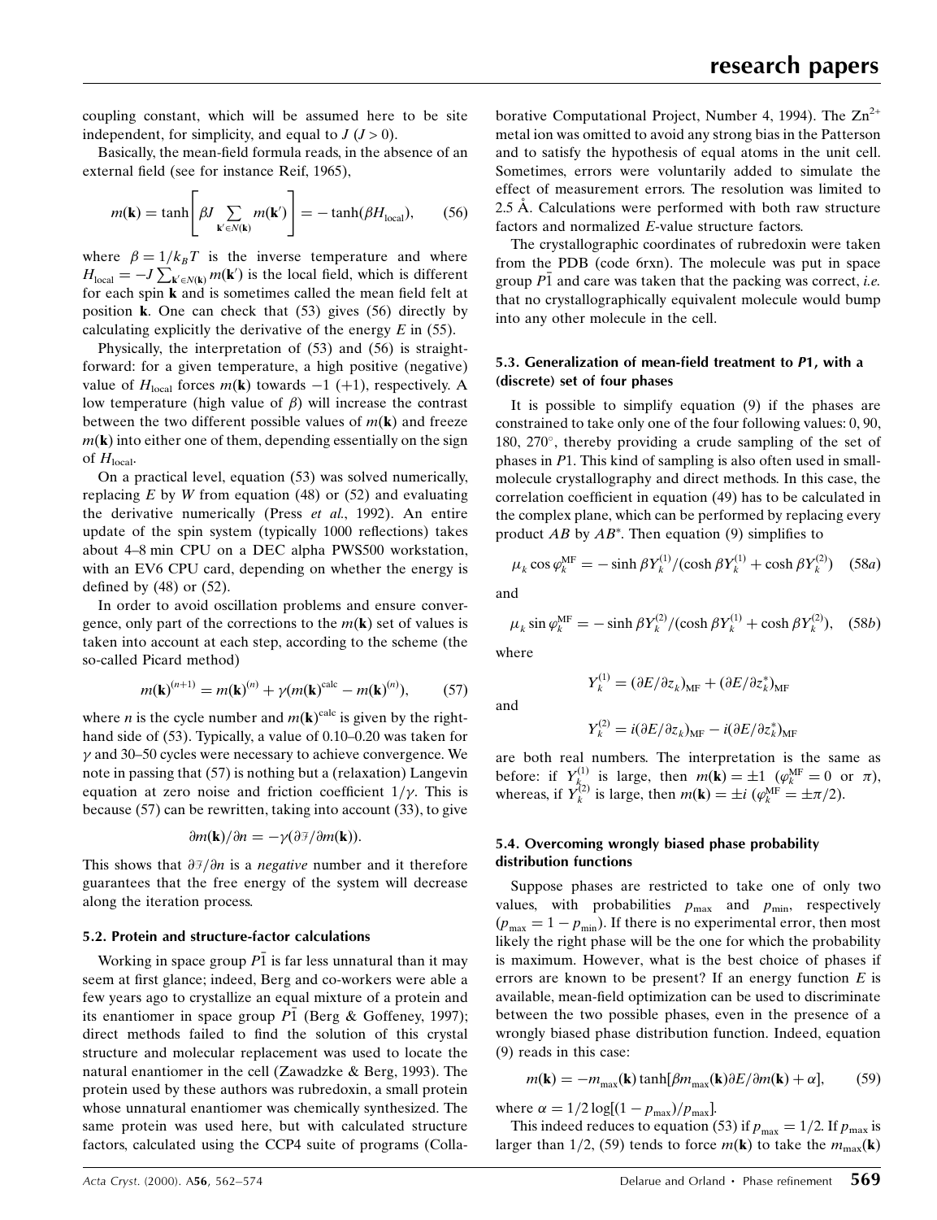coupling constant, which will be assumed here to be site independent, for simplicity, and equal to $J$ ($J > 0$).

Basically, the mean-field formula reads, in the absence of an external field (see for instance Reif, 1965),

$$m(\mathbf{k}) = \tanh\left[\beta J \sum_{\mathbf{k}' \in N(\mathbf{k})} m(\mathbf{k}')\right] = -\tanh(\beta H_{\rm local}), \qquad (56)$$

where $\beta = 1/k_B T$ is the inverse temperature and where $H_{\rm local} = -J \sum_{\mathbf{k}' \in N(\mathbf{k})} m(\mathbf{k}')$ is the local field, which is different for each spin $\mathbf{k}$ and is sometimes called the mean field felt at position $\mathbf{k}$. One can check that (53) gives (56) directly by calculating explicitly the derivative of the energy $E$ in (55).

Physically, the interpretation of (53) and (56) is straightforward: for a given temperature, a high positive (negative) value of $H_{\rm local}$ forces $m(\mathbf{k})$ towards $-1$ ($+1$), respectively. A low temperature (high value of $\beta$) will increase the contrast between the two different possible values of $m(\mathbf{k})$ and freeze $m(\mathbf{k})$ into either one of them, depending essentially on the sign of $H_{\rm local}$.

On a practical level, equation (53) was solved numerically, replacing $E$ by $W$ from equation (48) or (52) and evaluating the derivative numerically (Press *et al.*, 1992). An entire update of the spin system (typically 1000 reflections) takes about 4–8 min CPU on a DEC alpha PWS500 workstation, with an EV6 CPU card, depending on whether the energy is defined by (48) or (52).

In order to avoid oscillation problems and ensure convergence, only part of the corrections to the $m(\mathbf{k})$ set of values is taken into account at each step, according to the scheme (the so-called Picard method)

$$m(\mathbf{k})^{(n+1)} = m(\mathbf{k})^{(n)} + \gamma(m(\mathbf{k})^{\rm calc} - m(\mathbf{k})^{(n)}), \qquad (57)$$

where $n$ is the cycle number and $m(\mathbf{k})^{\rm calc}$ is given by the right-hand side of (53). Typically, a value of 0.10–0.20 was taken for $\gamma$ and 30–50 cycles were necessary to achieve convergence. We note in passing that (57) is nothing but a (relaxation) Langevin equation at zero noise and friction coefficient $1/\gamma$. This is because (57) can be rewritten, taking into account (33), to give

$$\partial m(\mathbf{k})/\partial n = -\gamma(\partial \digamma/\partial m(\mathbf{k})).$$

This shows that $\partial \digamma/\partial n$ is a *negative* number and it therefore guarantees that the free energy of the system will decrease along the iteration process.

### 5.2. Protein and structure-factor calculations

Working in space group $P\bar{1}$ is far less unnatural than it may seem at first glance; indeed, Berg and co-workers were able a few years ago to crystallize an equal mixture of a protein and its enantiomer in space group $P\bar{1}$ (Berg & Goffeney, 1997); direct methods failed to find the solution of this crystal structure and molecular replacement was used to locate the natural enantiomer in the cell (Zawadzke & Berg, 1993). The protein used by these authors was rubredoxin, a small protein whose unnatural enantiomer was chemically synthesized. The same protein was used here, but with calculated structure factors, calculated using the CCP4 suite of programs (Collaborative Computational Project, Number 4, 1994). The $Zn^{2+}$ metal ion was omitted to avoid any strong bias in the Patterson and to satisfy the hypothesis of equal atoms in the unit cell. Sometimes, errors were voluntarily added to simulate the effect of measurement errors. The resolution was limited to 2.5 Å. Calculations were performed with both raw structure factors and normalized $E$-value structure factors.

The crystallographic coordinates of rubredoxin were taken from the PDB (code 6rxn). The molecule was put in space group $P\bar{1}$ and care was taken that the packing was correct, *i.e.* that no crystallographically equivalent molecule would bump into any other molecule in the cell.

### 5.3. Generalization of mean-field treatment to *P*1, with a (discrete) set of four phases

It is possible to simplify equation (9) if the phases are constrained to take only one of the four following values: 0, 90, 180, 270°, thereby providing a crude sampling of the set of phases in $P1$. This kind of sampling is also often used in small-molecule crystallography and direct methods. In this case, the correlation coefficient in equation (49) has to be calculated in the complex plane, which can be performed by replacing every product $AB$ by $AB^*$. Then equation (9) simplifies to

$$\mu_k \cos \varphi_k^{\rm MF} = -\sinh \beta Y_k^{(1)}/(\cosh \beta Y_k^{(1)} + \cosh \beta Y_k^{(2)}) \qquad (58a)$$

and

$$\mu_k \sin \varphi_k^{\rm MF} = -\sinh \beta Y_k^{(2)}/(\cosh \beta Y_k^{(1)} + \cosh \beta Y_k^{(2)}), \qquad (58b)$$

where

$$Y_k^{(1)} = (\partial E/\partial z_k)_{\rm MF} + (\partial E/\partial z_k^*)_{\rm MF}$$

and

$$Y_k^{(2)} = i(\partial E/\partial z_k)_{\rm MF} - i(\partial E/\partial z_k^*)_{\rm MF}$$

are both real numbers. The interpretation is the same as before: if $Y_k^{(1)}$ is large, then $m(\mathbf{k}) = \pm 1$ ($\varphi_k^{\rm MF} = 0$ or $\pi$), whereas, if $Y_k^{(2)}$ is large, then $m(\mathbf{k}) = \pm i$ ($\varphi_k^{\rm MF} = \pm\pi/2$).

### 5.4. Overcoming wrongly biased phase probability distribution functions

Suppose phases are restricted to take one of only two values, with probabilities $p_{\rm max}$ and $p_{\rm min}$, respectively ($p_{\rm max} = 1 - p_{\rm min}$). If there is no experimental error, then most likely the right phase will be the one for which the probability is maximum. However, what is the best choice of phases if errors are known to be present? If an energy function $E$ is available, mean-field optimization can be used to discriminate between the two possible phases, even in the presence of a wrongly biased phase distribution function. Indeed, equation (9) reads in this case:

$$m(\mathbf{k}) = -m_{\rm max}(\mathbf{k}) \tanh[\beta m_{\rm max}(\mathbf{k}) \partial E/\partial m(\mathbf{k}) + \alpha], \qquad (59)$$

where $\alpha = 1/2 \log[(1 - p_{\rm max})/p_{\rm max}]$.

This indeed reduces to equation (53) if $p_{\rm max} = 1/2$. If $p_{\rm max}$ is larger than 1/2, (59) tends to force $m(\mathbf{k})$ to take the $m_{\rm max}(\mathbf{k})$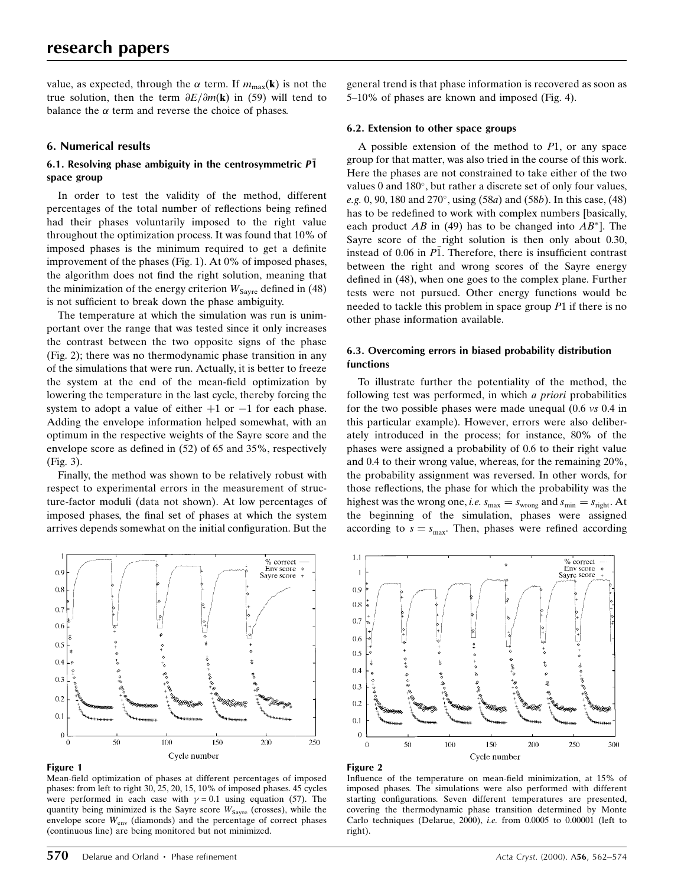value, as expected, through the $\alpha$ term. If $m_{\max}(\mathbf{k})$ is not the true solution, then the term $\partial E/\partial m(\mathbf{k})$ in (59) will tend to balance the $\alpha$ term and reverse the choice of phases.

## 6. Numerical results

### 6.1. Resolving phase ambiguity in the centrosymmetric $P\bar{1}$ space group

In order to test the validity of the method, different percentages of the total number of reflections being refined had their phases voluntarily imposed to the right value throughout the optimization process. It was found that 10% of imposed phases is the minimum required to get a definite improvement of the phases (Fig. 1). At 0% of imposed phases, the algorithm does not find the right solution, meaning that the minimization of the energy criterion $W_{\rm Sayre}$ defined in (48) is not sufficient to break down the phase ambiguity.

The temperature at which the simulation was run is unimportant over the range that was tested since it only increases the contrast between the two opposite signs of the phase (Fig. 2); there was no thermodynamic phase transition in any of the simulations that were run. Actually, it is better to freeze the system at the end of the mean-field optimization by lowering the temperature in the last cycle, thereby forcing the system to adopt a value of either $+1$ or $-1$ for each phase. Adding the envelope information helped somewhat, with an optimum in the respective weights of the Sayre score and the envelope score as defined in (52) of 65 and 35%, respectively (Fig. 3).

Finally, the method was shown to be relatively robust with respect to experimental errors in the measurement of structure-factor moduli (data not shown). At low percentages of imposed phases, the final set of phases at which the system arrives depends somewhat on the initial configuration. But the general trend is that phase information is recovered as soon as 5–10% of phases are known and imposed (Fig. 4).

### 6.2. Extension to other space groups

A possible extension of the method to $P1$, or any space group for that matter, was also tried in the course of this work. Here the phases are not constrained to take either of the two values 0 and 180°, but rather a discrete set of only four values, *e.g.* 0, 90, 180 and 270°, using (58*a*) and (58*b*). In this case, (48) has to be redefined to work with complex numbers [basically, each product $AB$ in (49) has to be changed into $AB^*$]. The Sayre score of the right solution is then only about 0.30, instead of 0.06 in $P\bar{1}$. Therefore, there is insufficient contrast between the right and wrong scores of the Sayre energy defined in (48), when one goes to the complex plane. Further tests were not pursued. Other energy functions would be needed to tackle this problem in space group $P1$ if there is no other phase information available.

### 6.3. Overcoming errors in biased probability distribution functions

To illustrate further the potentiality of the method, the following test was performed, in which *a priori* probabilities for the two possible phases were made unequal (0.6 *vs* 0.4 in this particular example). However, errors were also deliberately introduced in the process; for instance, 80% of the phases were assigned a probability of 0.6 to their right value and 0.4 to their wrong value, whereas, for the remaining 20%, the probability assignment was reversed. In other words, for those reflections, the phase for which the probability was the highest was the wrong one, *i.e.* $s_{\max} = s_{\rm wrong}$ and $s_{\min} = s_{\rm right}$. At the beginning of the simulation, phases were assigned according to $s = s_{\max}$. Then, phases were refined according

**Figure 1**
Mean-field optimization of phases at different percentages of imposed phases: from left to right 30, 25, 20, 15, 10% of imposed phases. 45 cycles were performed in each case with $\gamma = 0.1$ using equation (57). The quantity being minimized is the Sayre score $W_{\rm Sayre}$ (crosses), while the envelope score $W_{\rm env}$ (diamonds) and the percentage of correct phases (continuous line) are being monitored but not minimized.

**Figure 2**
Influence of the temperature on mean-field minimization, at 15% of imposed phases. The simulations were also performed with different starting configurations. Seven different temperatures are presented, covering the thermodynamic phase transition determined by Monte Carlo techniques (Delarue, 2000), *i.e.* from 0.0005 to 0.00001 (left to right).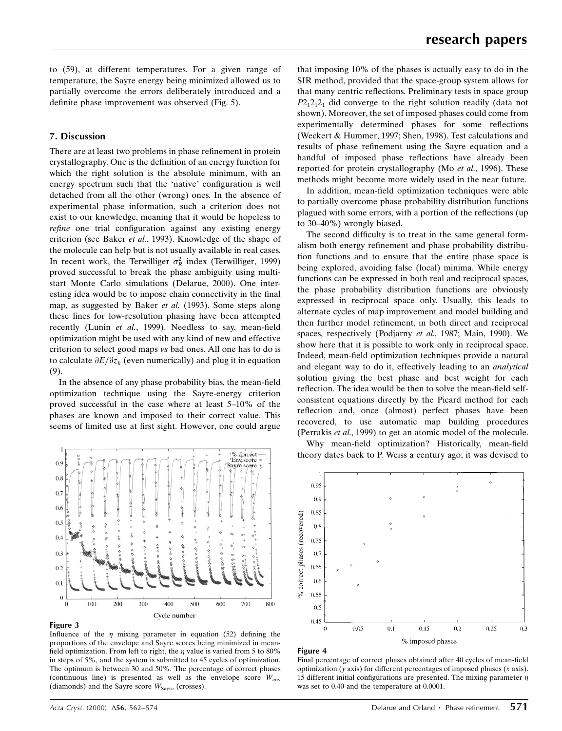to (59), at different temperatures. For a given range of temperature, the Sayre energy being minimized allowed us to partially overcome the errors deliberately introduced and a definite phase improvement was observed (Fig. 5).

## 7. Discussion

There are at least two problems in phase refinement in protein crystallography. One is the definition of an energy function for which the right solution is the absolute minimum, with an energy spectrum such that the 'native' configuration is well detached from all the other (wrong) ones. In the absence of experimental phase information, such a criterion does not exist to our knowledge, meaning that it would be hopeless to *refine* one trial configuration against any existing energy criterion (see Baker *et al.*, 1993). Knowledge of the shape of the molecule can help but is not usually available in real cases. In recent work, the Terwilliger $\sigma_R^2$ index (Terwilliger, 1999) proved successful to break the phase ambiguity using multistart Monte Carlo simulations (Delarue, 2000). One interesting idea would be to impose chain connectivity in the final map, as suggested by Baker *et al.* (1993). Some steps along these lines for low-resolution phasing have been attempted recently (Lunin *et al.*, 1999). Needless to say, mean-field optimization might be used with any kind of new and effective criterion to select good maps *vs* bad ones. All one has to do is to calculate $\partial E/\partial z_k$ (even numerically) and plug it in equation (9).

In the absence of any phase probability bias, the mean-field optimization technique using the Sayre-energy criterion proved successful in the case where at least 5–10% of the phases are known and imposed to their correct value. This seems of limited use at first sight. However, one could argue that imposing 10% of the phases is actually easy to do in the SIR method, provided that the space-group system allows for that many centric reflections. Preliminary tests in space group $P2_12_12_1$ did converge to the right solution readily (data not shown). Moreover, the set of imposed phases could come from experimentally determined phases for some reflections (Weckert & Hummer, 1997; Shen, 1998). Test calculations and results of phase refinement using the Sayre equation and a handful of imposed phase reflections have already been reported for protein crystallography (Mo *et al.*, 1996). These methods might become more widely used in the near future.

In addition, mean-field optimization techniques were able to partially overcome phase probability distribution functions plagued with some errors, with a portion of the reflections (up to 30–40%) wrongly biased.

The second difficulty is to treat in the same general formalism both energy refinement and phase probability distribution functions and to ensure that the entire phase space is being explored, avoiding false (local) minima. While energy functions can be expressed in both real and reciprocal spaces, the phase probability distribution functions are obviously expressed in reciprocal space only. Usually, this leads to alternate cycles of map improvement and model building and then further model refinement, in both direct and reciprocal spaces, respectively (Podjarny *et al.*, 1987; Main, 1990). We show here that it is possible to work only in reciprocal space. Indeed, mean-field optimization techniques provide a natural and elegant way to do it, effectively leading to an *analytical* solution giving the best phase and best weight for each reflection. The idea would be then to solve the mean-field self-consistent equations directly by the Picard method for each reflection and, once (almost) perfect phases have been recovered, to use automatic map building procedures (Perrakis *et al.*, 1999) to get an atomic model of the molecule.

Why mean-field optimization? Historically, mean-field theory dates back to P. Weiss a century ago; it was devised to

**Figure 3**
Influence of the $\eta$ mixing parameter in equation (52) defining the proportions of the envelope and Sayre scores being minimized in mean-field optimization. From left to right, the $\eta$ value is varied from 5 to 80% in steps of 5%, and the system is submitted to 45 cycles of optimization. The optimum is between 30 and 50%. The percentage of correct phases (continuous line) is presented as well as the envelope score $W_{\rm env}$ (diamonds) and the Sayre score $W_{\rm Sayre}$ (crosses).

**Figure 4**
Final percentage of correct phases obtained after 40 cycles of mean-field optimization (*y* axis) for different percentages of imposed phases (*x* axis). 15 different initial configurations are presented. The mixing parameter $\eta$ was set to 0.40 and the temperature at 0.0001.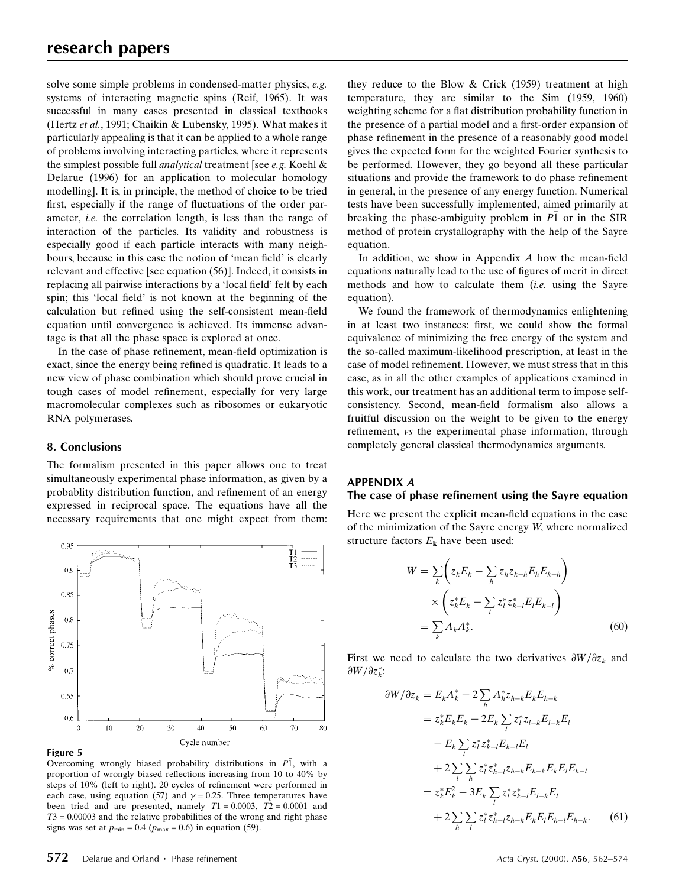solve some simple problems in condensed-matter physics, *e.g.* systems of interacting magnetic spins (Reif, 1965). It was successful in many cases presented in classical textbooks (Hertz *et al.*, 1991; Chaikin & Lubensky, 1995). What makes it particularly appealing is that it can be applied to a whole range of problems involving interacting particles, where it represents the simplest possible full *analytical* treatment [see *e.g.* Koehl & Delarue (1996) for an application to molecular homology modelling]. It is, in principle, the method of choice to be tried first, especially if the range of fluctuations of the order parameter, *i.e.* the correlation length, is less than the range of interaction of the particles. Its validity and robustness is especially good if each particle interacts with many neighbours, because in this case the notion of 'mean field' is clearly relevant and effective [see equation (56)]. Indeed, it consists in replacing all pairwise interactions by a 'local field' felt by each spin; this 'local field' is not known at the beginning of the calculation but refined using the self-consistent mean-field equation until convergence is achieved. Its immense advantage is that all the phase space is explored at once.

In the case of phase refinement, mean-field optimization is exact, since the energy being refined is quadratic. It leads to a new view of phase combination which should prove crucial in tough cases of model refinement, especially for very large macromolecular complexes such as ribosomes or eukaryotic RNA polymerases.

## 8. Conclusions

The formalism presented in this paper allows one to treat simultaneously experimental phase information, as given by a probablity distribution function, and refinement of an energy expressed in reciprocal space. The equations have all the necessary requirements that one might expect from them: they reduce to the Blow & Crick (1959) treatment at high temperature, they are similar to the Sim (1959, 1960) weighting scheme for a flat distribution probability function in the presence of a partial model and a first-order expansion of phase refinement in the presence of a reasonably good model gives the expected form for the weighted Fourier synthesis to be performed. However, they go beyond all these particular situations and provide the framework to do phase refinement in general, in the presence of any energy function. Numerical tests have been successfully implemented, aimed primarily at breaking the phase-ambiguity problem in $P\bar{1}$ or in the SIR method of protein crystallography with the help of the Sayre equation.

In addition, we show in Appendix *A* how the mean-field equations naturally lead to the use of figures of merit in direct methods and how to calculate them (*i.e.* using the Sayre equation).

We found the framework of thermodynamics enlightening in at least two instances: first, we could show the formal equivalence of minimizing the free energy of the system and the so-called maximum-likelihood prescription, at least in the case of model refinement. However, we must stress that in this case, as in all the other examples of applications examined in this work, our treatment has an additional term to impose self-consistency. Second, mean-field formalism also allows a fruitful discussion on the weight to be given to the energy refinement, *vs* the experimental phase information, through completely general classical thermodynamics arguments.

**Figure 5**
Overcoming wrongly biased probability distributions in $P\bar{1}$, with a proportion of wrongly biased reflections increasing from 10 to 40% by steps of 10% (left to right). 20 cycles of refinement were performed in each case, using equation (57) and $\gamma = 0.25$. Three temperatures have been tried and are presented, namely $T1 = 0.0003$, $T2 = 0.0001$ and $T3 = 0.00003$ and the relative probabilities of the wrong and right phase signs was set at $p_{\min} = 0.4$ ($p_{\max} = 0.6$) in equation (59).

## APPENDIX *A*
### The case of phase refinement using the Sayre equation

Here we present the explicit mean-field equations in the case of the minimization of the Sayre energy *W*, where normalized structure factors $E_{\mathbf{k}}$ have been used:

$$W = \sum_k \left( z_k E_k - \sum_h z_h z_{k-h} E_h E_{k-h} \right) \times \left( z_k^* E_k - \sum_l z_l^* z_{k-l}^* E_l E_{k-l} \right) = \sum_k A_k A_k^*. \tag{60}$$

First we need to calculate the two derivatives $\partial W / \partial z_k$ and $\partial W / \partial z_k^*$:

$$\begin{aligned}
\partial W / \partial z_k &= E_k A_k^* - 2 \sum_h A_h^* z_{h-k} E_k E_{h-k} \\
&= z_k^* E_k E_k - 2 E_k \sum_l z_l^* z_{l-k} E_{l-k} E_l \\
&\quad - E_k \sum_l z_l^* z_{k-l}^* E_{k-l} E_l \\
&\quad + 2 \sum_l \sum_h z_l^* z_{h-l}^* z_{h-k} E_{h-k} E_k E_l E_{h-l} \\
&= z_k^* E_k^2 - 3 E_k \sum_l z_l^* z_{k-l}^* E_{l-k} E_l \\
&\quad + 2 \sum_h \sum_l z_l^* z_{h-l}^* z_{h-k} E_k E_l E_{h-l} E_{h-k}.
\end{aligned} \tag{61}$$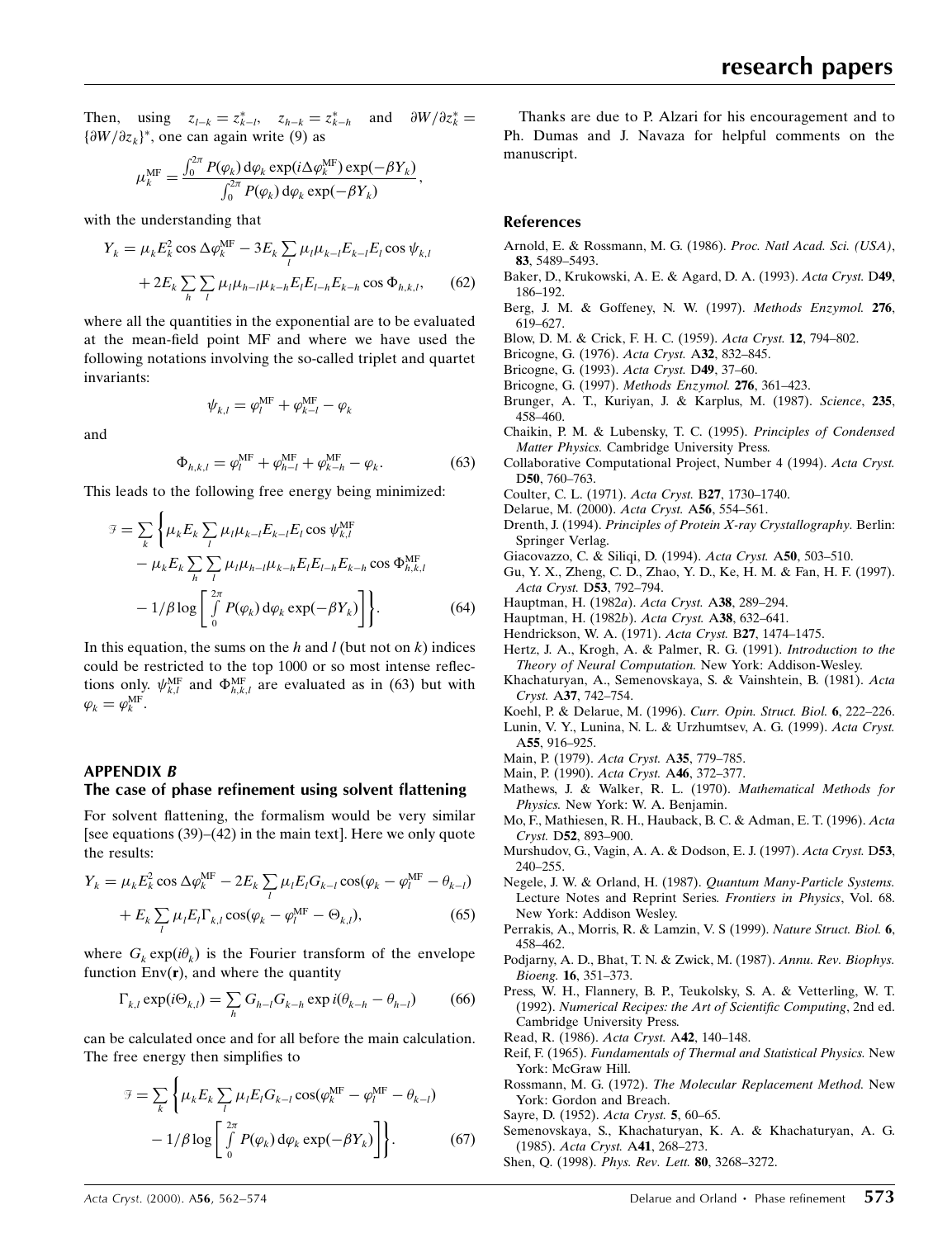Then, using $z_{l-k} = z^*_{k-l}$, $z_{h-k} = z^*_{k-h}$ and $\partial W/\partial z^*_k = \{\partial W/\partial z_k\}^*$, one can again write (9) as

$$\mu_k^{\rm MF} = \frac{\int_0^{2\pi} P(\varphi_k)\,{\rm d}\varphi_k \exp(i\Delta\varphi_k^{\rm MF})\exp(-\beta Y_k)}{\int_0^{2\pi} P(\varphi_k)\,{\rm d}\varphi_k \exp(-\beta Y_k)},$$

with the understanding that

$$Y_k = \mu_k E_k^2 \cos\Delta\varphi_k^{\rm MF} - 3E_k \sum_l \mu_l \mu_{k-l} E_{k-l} E_l \cos\psi_{k,l} + 2E_k \sum_h \sum_l \mu_l \mu_{h-l} \mu_{k-h} E_l E_{l-h} E_{k-h} \cos\Phi_{h,k,l}, \quad (62)$$

where all the quantities in the exponential are to be evaluated at the mean-field point MF and where we have used the following notations involving the so-called triplet and quartet invariants:

$$\psi_{k,l} = \varphi_l^{\rm MF} + \varphi_{k-l}^{\rm MF} - \varphi_k$$

and

$$\Phi_{h,k,l} = \varphi_l^{\rm MF} + \varphi_{h-l}^{\rm MF} + \varphi_{k-h}^{\rm MF} - \varphi_k. \quad (63)$$

This leads to the following free energy being minimized:

$$\mathcal{F} = \sum_k \left\{ \mu_k E_k \sum_l \mu_l \mu_{k-l} E_{k-l} E_l \cos\psi_{k,l}^{\rm MF} - \mu_k E_k \sum_h \sum_l \mu_l \mu_{h-l} \mu_{k-h} E_l E_{l-h} E_{k-h} \cos\Phi_{h,k,l}^{\rm MF} - 1/\beta \log\left[\int_0^{2\pi} P(\varphi_k)\,{\rm d}\varphi_k \exp(-\beta Y_k)\right]\right\}. \quad (64)$$

In this equation, the sums on the $h$ and $l$ (but not on $k$) indices could be restricted to the top 1000 or so most intense reflections only. $\psi_{k,l}^{\rm MF}$ and $\Phi_{h,k,l}^{\rm MF}$ are evaluated as in (63) but with $\varphi_k = \varphi_k^{\rm MF}$.

## APPENDIX B

### The case of phase refinement using solvent flattening

For solvent flattening, the formalism would be very similar [see equations (39)–(42) in the main text]. Here we only quote the results:

$$Y_k = \mu_k E_k^2 \cos\Delta\varphi_k^{\rm MF} - 2E_k \sum_l \mu_l E_l G_{k-l} \cos(\varphi_k - \varphi_l^{\rm MF} - \theta_{k-l}) + E_k \sum_l \mu_l E_l \Gamma_{k,l} \cos(\varphi_k - \varphi_l^{\rm MF} - \Theta_{k,l}), \quad (65)$$

where $G_k \exp(i\theta_k)$ is the Fourier transform of the envelope function ${\rm Env}(\mathbf{r})$, and where the quantity

$$\Gamma_{k,l} \exp(i\Theta_{k,l}) = \sum_h G_{h-l} G_{k-h} \exp i(\theta_{k-h} - \theta_{h-l}) \quad (66)$$

can be calculated once and for all before the main calculation. The free energy then simplifies to

$$\mathcal{F} = \sum_k \left\{ \mu_k E_k \sum_l \mu_l E_l G_{k-l} \cos(\varphi_k^{\rm MF} - \varphi_l^{\rm MF} - \theta_{k-l}) - 1/\beta \log\left[\int_0^{2\pi} P(\varphi_k)\,{\rm d}\varphi_k \exp(-\beta Y_k)\right]\right\}. \quad (67)$$

Thanks are due to P. Alzari for his encouragement and to Ph. Dumas and J. Navaza for helpful comments on the manuscript.

## References

Arnold, E. & Rossmann, M. G. (1986). *Proc. Natl Acad. Sci. (USA)*, **83**, 5489–5493.

Baker, D., Krukowski, A. E. & Agard, D. A. (1993). *Acta Cryst.* D**49**, 186–192.

Berg, J. M. & Goffeney, N. W. (1997). *Methods Enzymol.* **276**, 619–627.

Blow, D. M. & Crick, F. H. C. (1959). *Acta Cryst.* **12**, 794–802.

Bricogne, G. (1976). *Acta Cryst.* A**32**, 832–845.

Bricogne, G. (1993). *Acta Cryst.* D**49**, 37–60.

Bricogne, G. (1997). *Methods Enzymol.* **276**, 361–423.

Brunger, A. T., Kuriyan, J. & Karplus, M. (1987). *Science*, **235**, 458–460.

Chaikin, P. M. & Lubensky, T. C. (1995). *Principles of Condensed Matter Physics.* Cambridge University Press.

Collaborative Computational Project, Number 4 (1994). *Acta Cryst.* D**50**, 760–763.

Coulter, C. L. (1971). *Acta Cryst.* B**27**, 1730–1740.

Delarue, M. (2000). *Acta Cryst.* A**56**, 554–561.

Drenth, J. (1994). *Principles of Protein X-ray Crystallography.* Berlin: Springer Verlag.

Giacovazzo, C. & Siliqi, D. (1994). *Acta Cryst.* A**50**, 503–510.

Gu, Y. X., Zheng, C. D., Zhao, Y. D., Ke, H. M. & Fan, H. F. (1997). *Acta Cryst.* D**53**, 792–794.

Hauptman, H. (1982*a*). *Acta Cryst.* A**38**, 289–294.

Hauptman, H. (1982*b*). *Acta Cryst.* A**38**, 632–641.

Hendrickson, W. A. (1971). *Acta Cryst.* B**27**, 1474–1475.

Hertz, J. A., Krogh, A. & Palmer, R. G. (1991). *Introduction to the Theory of Neural Computation.* New York: Addison-Wesley.

Khachaturyan, A., Semenovskaya, S. & Vainshtein, B. (1981). *Acta Cryst.* A**37**, 742–754.

Koehl, P. & Delarue, M. (1996). *Curr. Opin. Struct. Biol.* **6**, 222–226.

Lunin, V. Y., Lunina, N. L. & Urzhumtsev, A. G. (1999). *Acta Cryst.* A**55**, 916–925.

Main, P. (1979). *Acta Cryst.* A**35**, 779–785.

Main, P. (1990). *Acta Cryst.* A**46**, 372–377.

Mathews, J. & Walker, R. L. (1970). *Mathematical Methods for Physics.* New York: W. A. Benjamin.

Mo, F., Mathiesen, R. H., Hauback, B. C. & Adman, E. T. (1996). *Acta Cryst.* D**52**, 893–900.

Murshudov, G., Vagin, A. A. & Dodson, E. J. (1997). *Acta Cryst.* D**53**, 240–255.

Negele, J. W. & Orland, H. (1987). *Quantum Many-Particle Systems.* Lecture Notes and Reprint Series. *Frontiers in Physics*, Vol. 68. New York: Addison Wesley.

Perrakis, A., Morris, R. & Lamzin, V. S (1999). *Nature Struct. Biol.* **6**, 458–462.

Podjarny, A. D., Bhat, T. N. & Zwick, M. (1987). *Annu. Rev. Biophys. Bioeng.* **16**, 351–373.

Press, W. H., Flannery, B. P., Teukolsky, S. A. & Vetterling, W. T. (1992). *Numerical Recipes: the Art of Scientific Computing*, 2nd ed. Cambridge University Press.

Read, R. (1986). *Acta Cryst.* A**42**, 140–148.

Reif, F. (1965). *Fundamentals of Thermal and Statistical Physics.* New York: McGraw Hill.

Rossmann, M. G. (1972). *The Molecular Replacement Method.* New York: Gordon and Breach.

Sayre, D. (1952). *Acta Cryst.* **5**, 60–65.

Semenovskaya, S., Khachaturyan, K. A. & Khachaturyan, A. G. (1985). *Acta Cryst.* A**41**, 268–273.

Shen, Q. (1998). *Phys. Rev. Lett.* **80**, 3268–3272.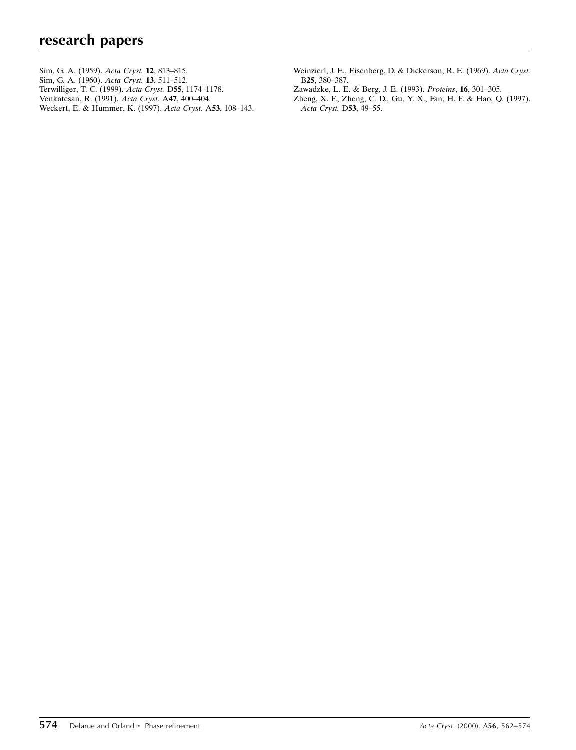Sim, G. A. (1959). *Acta Cryst.* **12**, 813–815.
Sim, G. A. (1960). *Acta Cryst.* **13**, 511–512.
Terwilliger, T. C. (1999). *Acta Cryst.* D**55**, 1174–1178.
Venkatesan, R. (1991). *Acta Cryst.* A**47**, 400–404.
Weckert, E. & Hummer, K. (1997). *Acta Cryst.* A**53**, 108–143.
Weinzierl, J. E., Eisenberg, D. & Dickerson, R. E. (1969). *Acta Cryst.* B**25**, 380–387.
Zawadzke, L. E. & Berg, J. E. (1993). *Proteins*, **16**, 301–305.
Zheng, X. F., Zheng, C. D., Gu, Y. X., Fan, H. F. & Hao, Q. (1997). *Acta Cryst.* D**53**, 49–55.